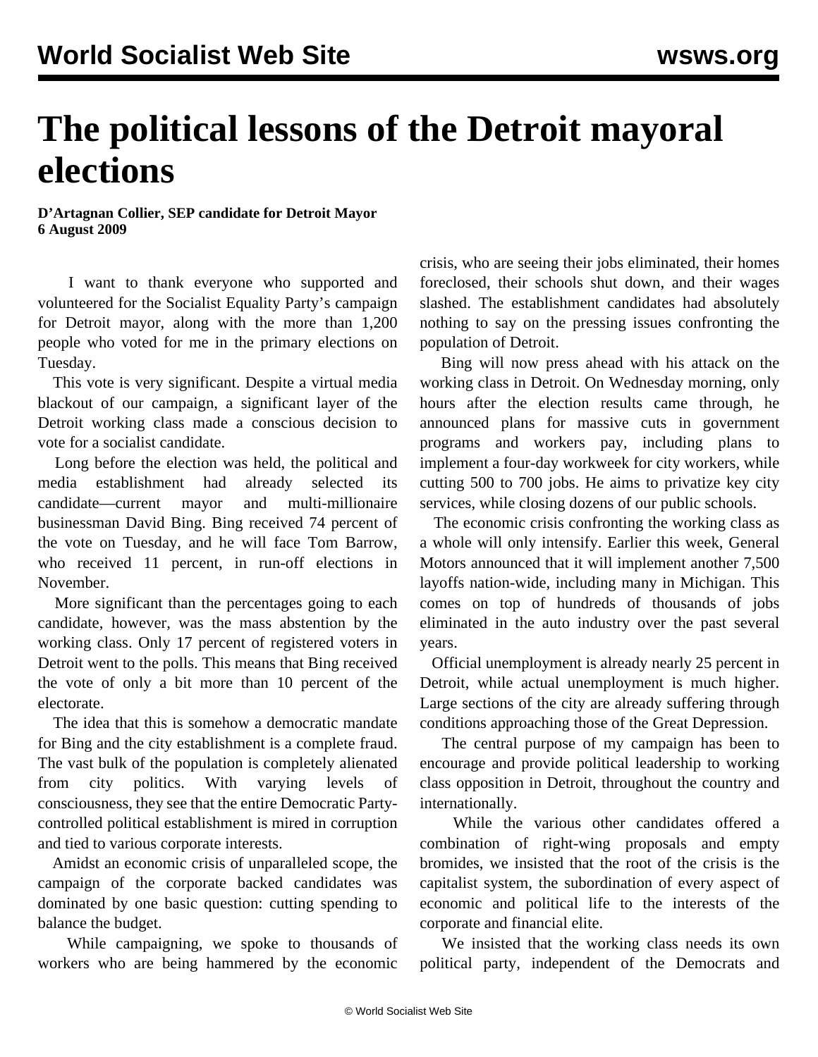# The political lessons of the Detroit mayoral elections

**D'Artagnan Collier, SEP candidate for Detroit Mayor**
**6 August 2009**

I want to thank everyone who supported and volunteered for the Socialist Equality Party's campaign for Detroit mayor, along with the more than 1,200 people who voted for me in the primary elections on Tuesday.

This vote is very significant. Despite a virtual media blackout of our campaign, a significant layer of the Detroit working class made a conscious decision to vote for a socialist candidate.

Long before the election was held, the political and media establishment had already selected its candidate—current mayor and multi-millionaire businessman David Bing. Bing received 74 percent of the vote on Tuesday, and he will face Tom Barrow, who received 11 percent, in run-off elections in November.

More significant than the percentages going to each candidate, however, was the mass abstention by the working class. Only 17 percent of registered voters in Detroit went to the polls. This means that Bing received the vote of only a bit more than 10 percent of the electorate.

The idea that this is somehow a democratic mandate for Bing and the city establishment is a complete fraud. The vast bulk of the population is completely alienated from city politics. With varying levels of consciousness, they see that the entire Democratic Party-controlled political establishment is mired in corruption and tied to various corporate interests.

Amidst an economic crisis of unparalleled scope, the campaign of the corporate backed candidates was dominated by one basic question: cutting spending to balance the budget.

While campaigning, we spoke to thousands of workers who are being hammered by the economic crisis, who are seeing their jobs eliminated, their homes foreclosed, their schools shut down, and their wages slashed. The establishment candidates had absolutely nothing to say on the pressing issues confronting the population of Detroit.

Bing will now press ahead with his attack on the working class in Detroit. On Wednesday morning, only hours after the election results came through, he announced plans for massive cuts in government programs and workers pay, including plans to implement a four-day workweek for city workers, while cutting 500 to 700 jobs. He aims to privatize key city services, while closing dozens of our public schools.

The economic crisis confronting the working class as a whole will only intensify. Earlier this week, General Motors announced that it will implement another 7,500 layoffs nation-wide, including many in Michigan. This comes on top of hundreds of thousands of jobs eliminated in the auto industry over the past several years.

Official unemployment is already nearly 25 percent in Detroit, while actual unemployment is much higher. Large sections of the city are already suffering through conditions approaching those of the Great Depression.

The central purpose of my campaign has been to encourage and provide political leadership to working class opposition in Detroit, throughout the country and internationally.

While the various other candidates offered a combination of right-wing proposals and empty bromides, we insisted that the root of the crisis is the capitalist system, the subordination of every aspect of economic and political life to the interests of the corporate and financial elite.

We insisted that the working class needs its own political party, independent of the Democrats and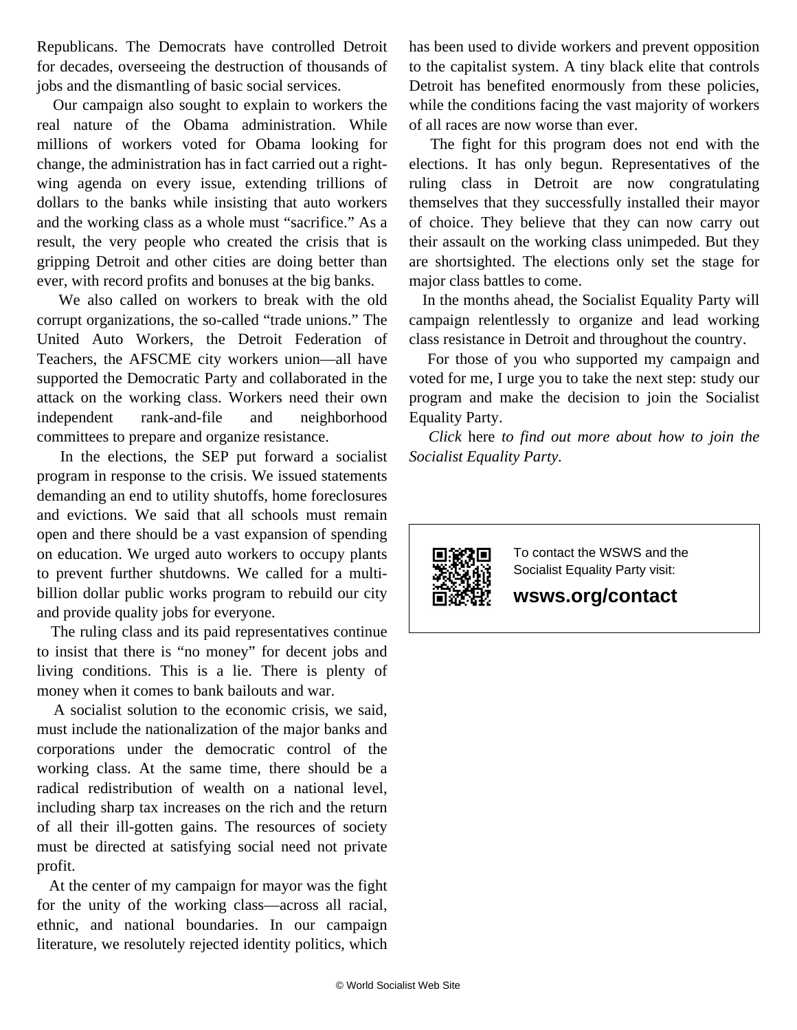Republicans. The Democrats have controlled Detroit for decades, overseeing the destruction of thousands of jobs and the dismantling of basic social services.

Our campaign also sought to explain to workers the real nature of the Obama administration. While millions of workers voted for Obama looking for change, the administration has in fact carried out a right-wing agenda on every issue, extending trillions of dollars to the banks while insisting that auto workers and the working class as a whole must "sacrifice." As a result, the very people who created the crisis that is gripping Detroit and other cities are doing better than ever, with record profits and bonuses at the big banks.

We also called on workers to break with the old corrupt organizations, the so-called "trade unions." The United Auto Workers, the Detroit Federation of Teachers, the AFSCME city workers union—all have supported the Democratic Party and collaborated in the attack on the working class. Workers need their own independent rank-and-file and neighborhood committees to prepare and organize resistance.

In the elections, the SEP put forward a socialist program in response to the crisis. We issued statements demanding an end to utility shutoffs, home foreclosures and evictions. We said that all schools must remain open and there should be a vast expansion of spending on education. We urged auto workers to occupy plants to prevent further shutdowns. We called for a multi-billion dollar public works program to rebuild our city and provide quality jobs for everyone.

The ruling class and its paid representatives continue to insist that there is "no money" for decent jobs and living conditions. This is a lie. There is plenty of money when it comes to bank bailouts and war.

A socialist solution to the economic crisis, we said, must include the nationalization of the major banks and corporations under the democratic control of the working class. At the same time, there should be a radical redistribution of wealth on a national level, including sharp tax increases on the rich and the return of all their ill-gotten gains. The resources of society must be directed at satisfying social need not private profit.

At the center of my campaign for mayor was the fight for the unity of the working class—across all racial, ethnic, and national boundaries. In our campaign literature, we resolutely rejected identity politics, which has been used to divide workers and prevent opposition to the capitalist system. A tiny black elite that controls Detroit has benefited enormously from these policies, while the conditions facing the vast majority of workers of all races are now worse than ever.

The fight for this program does not end with the elections. It has only begun. Representatives of the ruling class in Detroit are now congratulating themselves that they successfully installed their mayor of choice. They believe that they can now carry out their assault on the working class unimpeded. But they are shortsighted. The elections only set the stage for major class battles to come.

In the months ahead, the Socialist Equality Party will campaign relentlessly to organize and lead working class resistance in Detroit and throughout the country.

For those of you who supported my campaign and voted for me, I urge you to take the next step: study our program and make the decision to join the Socialist Equality Party.

*Click* here *to find out more about how to join the Socialist Equality Party.*

To contact the WSWS and the Socialist Equality Party visit:

**wsws.org/contact**